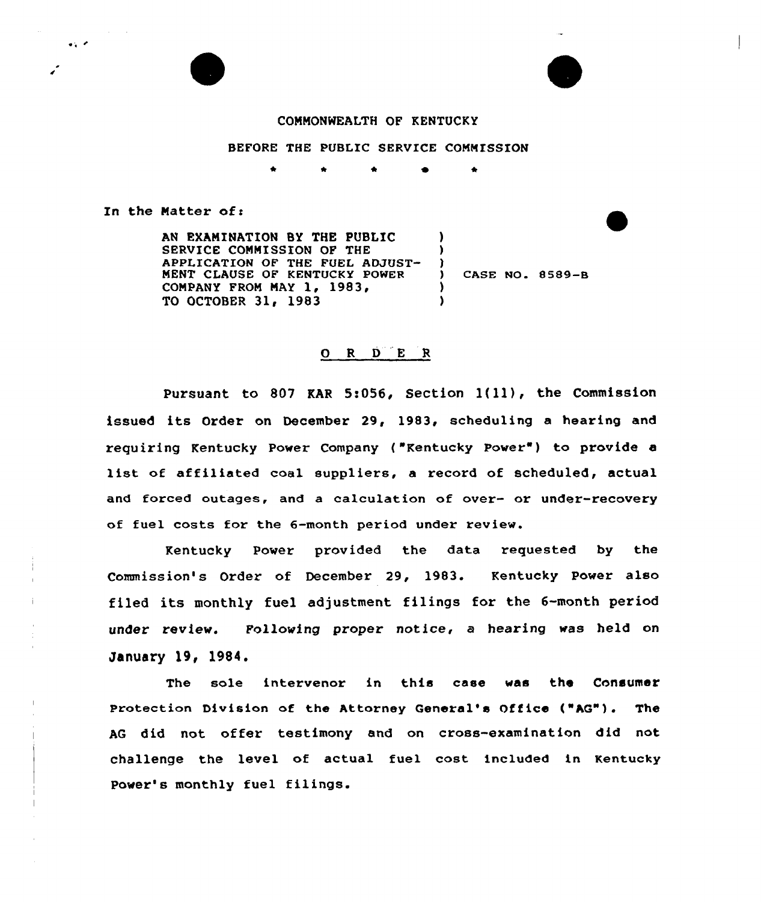COMMONWEALTH OF KENTUCKY

BEFORE THE PUBLIC SERVICE COMMISSION

\* \* \* \* \*

In the Matter of:

AN EXAMINATION BY THE PUBLIC SERVICE COMMISSION OF THE APPLICATION OF THE FUEL ADJUSTMENT CLAUSE OF KENTUCKY POWER COMPANY FROM MAY 1, 1983, TO OCTOBER 31, 1983 ) CASE NO. 8589-B

## O R D E R

Pursuant to 807 KAR 5:056, Section 1(11), the Commission issued its Order on December 29, 1983, scheduling a hearing and requiring Kentucky Power Company ("Kentucky Power") to provide a list of affiliated coal suppliers, a record of scheduled, actual and forced outages, and a calculation of over- or under-recovery of fuel costs for the 6-month period under review.

Kentucky Power provided the data requested by the Commission's Order of December 29, 1983. Kentucky Power also filed its monthly fuel adjustment filings for the 6-month period under review. Following proper notice, a hearing was held on January 19, 1984.

The sole intervenor in this case was the Consumer Protection Division of the Attorney General's Office ("AG"). The AG did not offer testimony and on cross-examination did not challenge the level of actual fuel cost included in Kentucky Power's monthly fuel filings.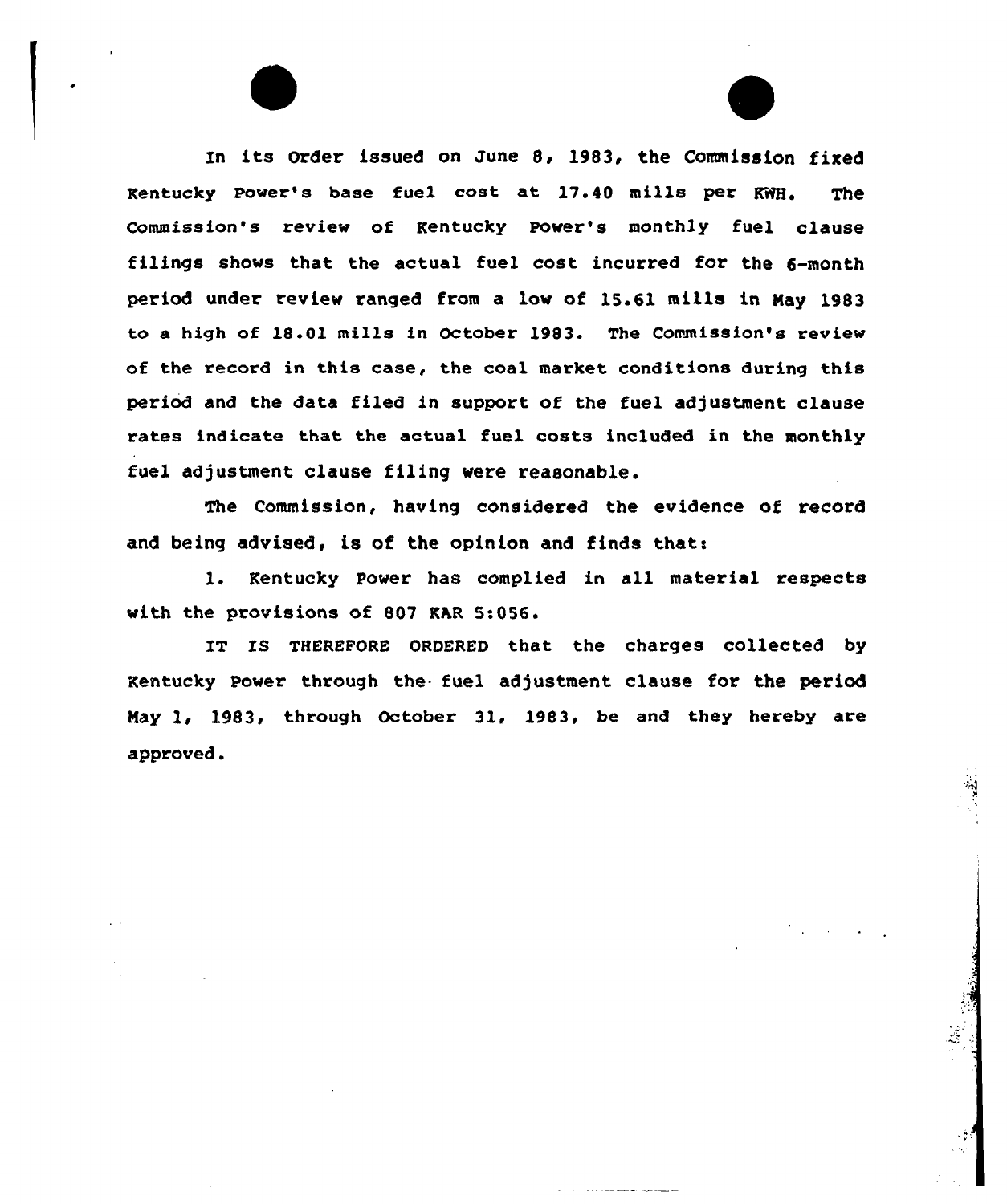In its Order issued on June 8, 1983, the Commission fixed Kentucky Power's base fuel cost at 17.40 mills per KWH. The Commission's review of Kentucky Power's monthly fuel clause filings shows that the actual fuel cost incurred for the 6-month period under review ranged from a low of 15.61 mills in May 1983 to a high of 18.01 mills in October 1983. The Commission's review of the record in this case, the coal market conditions during this period and the data filed in support of the fuel adjustment clause rates indicate that the actual fuel costs included in the monthly fuel adjustment clause filing were reasonable.

The Commission, having considered the evidence of record and being advised, is of the opinion and finds that:

1. Kentucky Power has complied in all material respects with the provisions of 807 KAR 5:056.

IT IS THEREFORE ORDERED that the charges collected by Kentucky Power through the fuel adjustment clause for the period May 1, 1983, through October 31, 1983, be and they hereby are approved.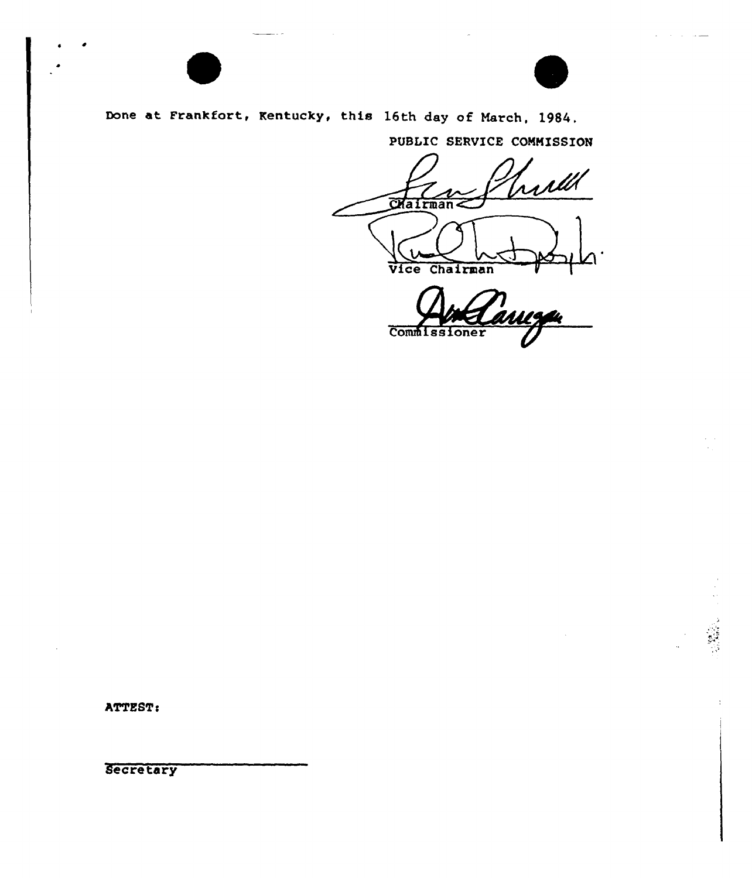Done at Frankfort, Kentucky, this 16th day of March, 1984.

PUBLIC SERVICE COMMISSION

Chairman

Vice Chairman

Commissioner

ATTEST:

Secretary